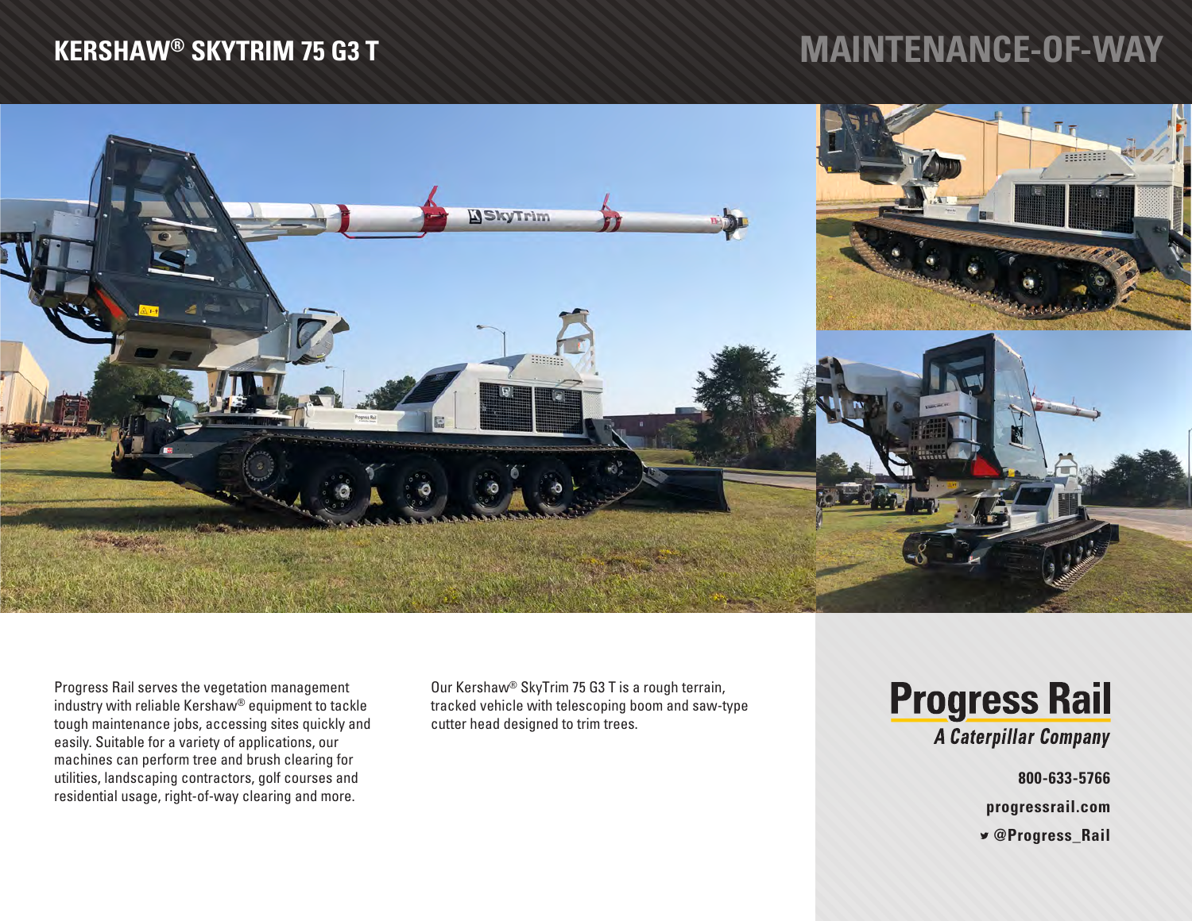# KERSHAW® SKYTRIM 75 G3 T

## MAINTENANCE-OF-WAY

Progress Rail serves the vegetation management industry with reliable Kershaw® equipment to tackle tough maintenance jobs, accessing sites quickly and easily. Suitable for a variety of applications, our machines can perform tree and brush clearing for utilities, landscaping contractors, golf courses and residential usage, right-of-way clearing and more.

Our Kershaw® SkyTrim 75 G3 T is a rough terrain, tracked vehicle with telescoping boom and saw-type cutter head designed to trim trees.

**Progress Rail**
*A Caterpillar Company*

**800-633-5766**

**progressrail.com**

**@Progress_Rail**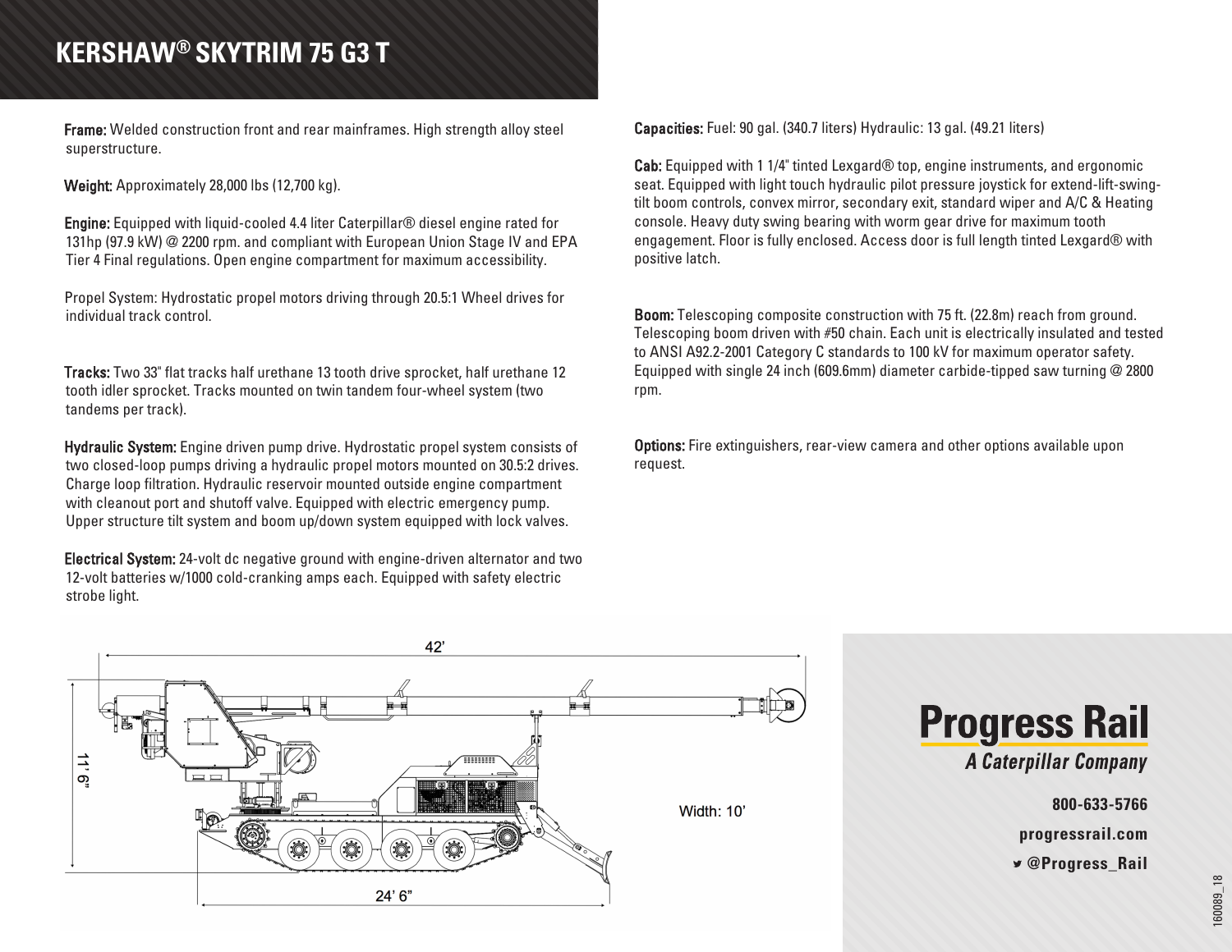# KERSHAW® SKYTRIM 75 G3 T

**Frame:** Welded construction front and rear mainframes. High strength alloy steel superstructure.

**Weight:** Approximately 28,000 lbs (12,700 kg).

**Engine:** Equipped with liquid-cooled 4.4 liter Caterpillar® diesel engine rated for 131hp (97.9 kW) @ 2200 rpm. and compliant with European Union Stage IV and EPA Tier 4 Final regulations. Open engine compartment for maximum accessibility.

Propel System: Hydrostatic propel motors driving through 20.5:1 Wheel drives for individual track control.

**Tracks:** Two 33" flat tracks half urethane 13 tooth drive sprocket, half urethane 12 tooth idler sprocket. Tracks mounted on twin tandem four-wheel system (two tandems per track).

**Hydraulic System:** Engine driven pump drive. Hydrostatic propel system consists of two closed-loop pumps driving a hydraulic propel motors mounted on 30.5:2 drives. Charge loop filtration. Hydraulic reservoir mounted outside engine compartment with cleanout port and shutoff valve. Equipped with electric emergency pump. Upper structure tilt system and boom up/down system equipped with lock valves.

**Electrical System:** 24-volt dc negative ground with engine-driven alternator and two 12-volt batteries w/1000 cold-cranking amps each. Equipped with safety electric strobe light.

**Capacities:** Fuel: 90 gal. (340.7 liters) Hydraulic: 13 gal. (49.21 liters)

**Cab:** Equipped with 1 1/4" tinted Lexgard® top, engine instruments, and ergonomic seat. Equipped with light touch hydraulic pilot pressure joystick for extend-lift-swing-tilt boom controls, convex mirror, secondary exit, standard wiper and A/C & Heating console. Heavy duty swing bearing with worm gear drive for maximum tooth engagement. Floor is fully enclosed. Access door is full length tinted Lexgard® with positive latch.

**Boom:** Telescoping composite construction with 75 ft. (22.8m) reach from ground. Telescoping boom driven with #50 chain. Each unit is electrically insulated and tested to ANSI A92.2-2001 Category C standards to 100 kV for maximum operator safety. Equipped with single 24 inch (609.6mm) diameter carbide-tipped saw turning @ 2800 rpm.

**Options:** Fire extinguishers, rear-view camera and other options available upon request.

42'

11' 6"

Width: 10'

24' 6"

**Progress Rail**
*A Caterpillar Company*

800-633-5766

progressrail.com

@Progress_Rail

160089_18